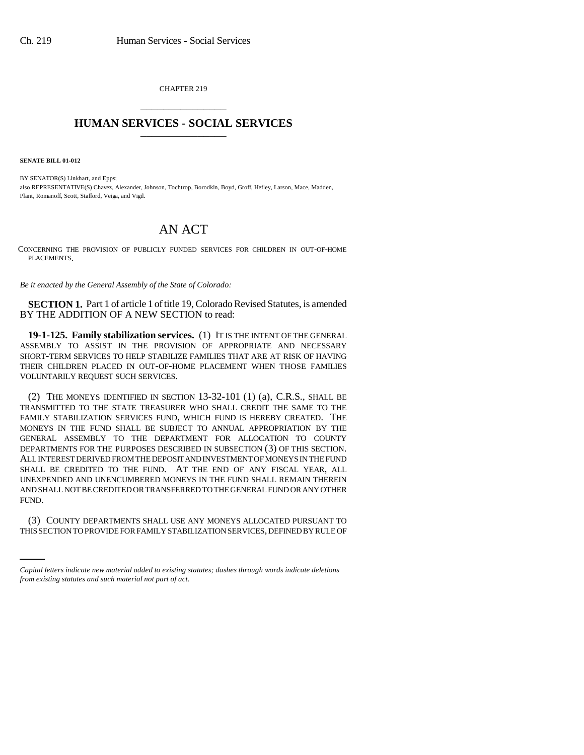CHAPTER 219

# HUMAN SERVICES - SOCIAL SERVICES

**SENATE BILL 01-012**

BY SENATOR(S) Linkhart, and Epps;
also REPRESENTATIVE(S) Chavez, Alexander, Johnson, Tochtrop, Borodkin, Boyd, Groff, Hefley, Larson, Mace, Madden, Plant, Romanoff, Scott, Stafford, Veiga, and Vigil.

# AN ACT

CONCERNING THE PROVISION OF PUBLICLY FUNDED SERVICES FOR CHILDREN IN OUT-OF-HOME PLACEMENTS.

*Be it enacted by the General Assembly of the State of Colorado:*

**SECTION 1.** Part 1 of article 1 of title 19, Colorado Revised Statutes, is amended BY THE ADDITION OF A NEW SECTION to read:

**19-1-125. Family stabilization services.** (1) IT IS THE INTENT OF THE GENERAL ASSEMBLY TO ASSIST IN THE PROVISION OF APPROPRIATE AND NECESSARY SHORT-TERM SERVICES TO HELP STABILIZE FAMILIES THAT ARE AT RISK OF HAVING THEIR CHILDREN PLACED IN OUT-OF-HOME PLACEMENT WHEN THOSE FAMILIES VOLUNTARILY REQUEST SUCH SERVICES.

(2) THE MONEYS IDENTIFIED IN SECTION 13-32-101 (1) (a), C.R.S., SHALL BE TRANSMITTED TO THE STATE TREASURER WHO SHALL CREDIT THE SAME TO THE FAMILY STABILIZATION SERVICES FUND, WHICH FUND IS HEREBY CREATED. THE MONEYS IN THE FUND SHALL BE SUBJECT TO ANNUAL APPROPRIATION BY THE GENERAL ASSEMBLY TO THE DEPARTMENT FOR ALLOCATION TO COUNTY DEPARTMENTS FOR THE PURPOSES DESCRIBED IN SUBSECTION (3) OF THIS SECTION. ALL INTEREST DERIVED FROM THE DEPOSIT AND INVESTMENT OF MONEYS IN THE FUND SHALL BE CREDITED TO THE FUND. AT THE END OF ANY FISCAL YEAR, ALL UNEXPENDED AND UNENCUMBERED MONEYS IN THE FUND SHALL REMAIN THEREIN AND SHALL NOT BE CREDITED OR TRANSFERRED TO THE GENERAL FUND OR ANY OTHER FUND.

(3) COUNTY DEPARTMENTS SHALL USE ANY MONEYS ALLOCATED PURSUANT TO THIS SECTION TO PROVIDE FOR FAMILY STABILIZATION SERVICES, DEFINED BY RULE OF

*Capital letters indicate new material added to existing statutes; dashes through words indicate deletions from existing statutes and such material not part of act.*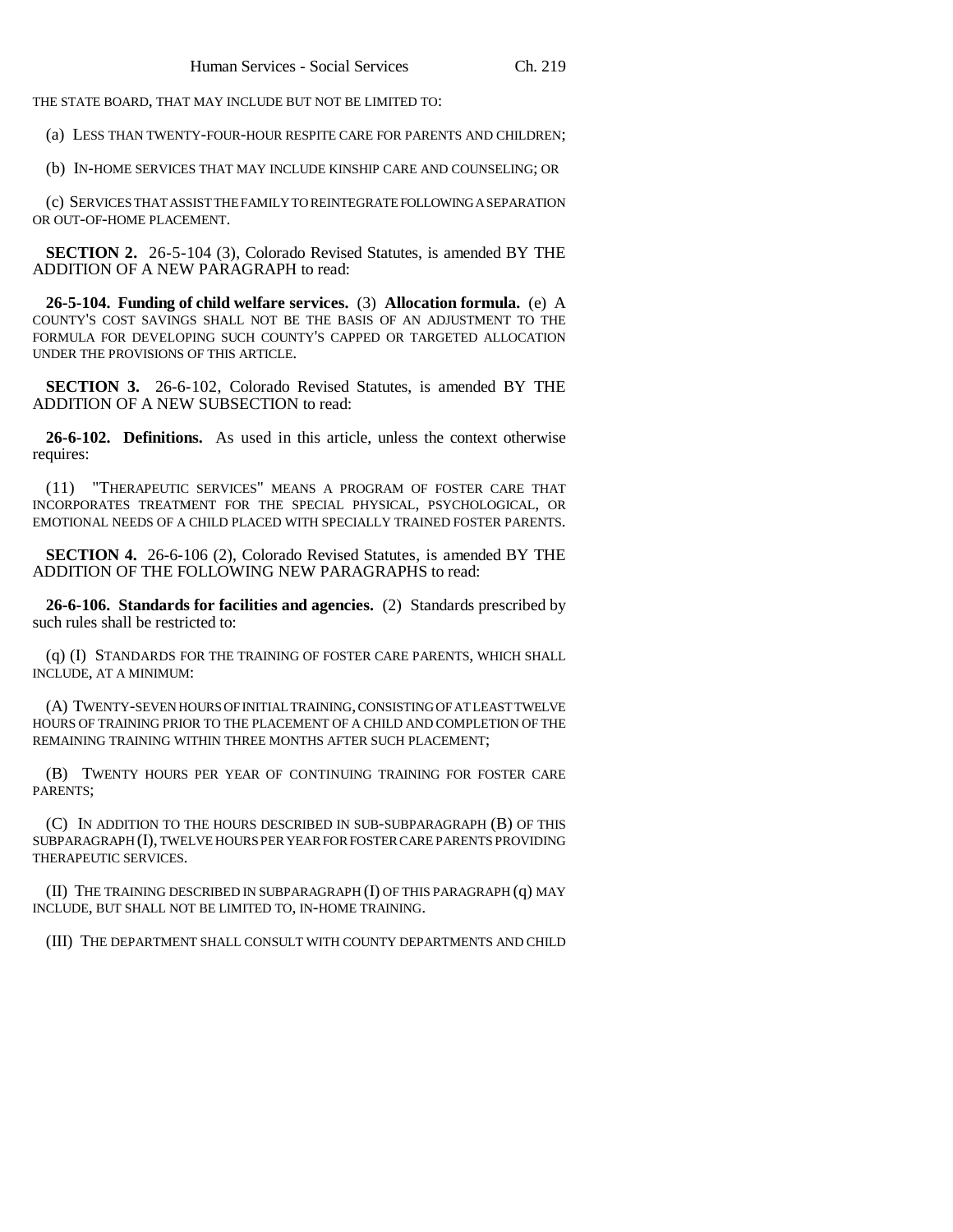THE STATE BOARD, THAT MAY INCLUDE BUT NOT BE LIMITED TO:

(a) LESS THAN TWENTY-FOUR-HOUR RESPITE CARE FOR PARENTS AND CHILDREN;

(b) IN-HOME SERVICES THAT MAY INCLUDE KINSHIP CARE AND COUNSELING; OR

(c) SERVICES THAT ASSIST THE FAMILY TO REINTEGRATE FOLLOWING A SEPARATION OR OUT-OF-HOME PLACEMENT.

**SECTION 2.** 26-5-104 (3), Colorado Revised Statutes, is amended BY THE ADDITION OF A NEW PARAGRAPH to read:

**26-5-104. Funding of child welfare services.** (3) **Allocation formula.** (e) A COUNTY'S COST SAVINGS SHALL NOT BE THE BASIS OF AN ADJUSTMENT TO THE FORMULA FOR DEVELOPING SUCH COUNTY'S CAPPED OR TARGETED ALLOCATION UNDER THE PROVISIONS OF THIS ARTICLE.

**SECTION 3.** 26-6-102, Colorado Revised Statutes, is amended BY THE ADDITION OF A NEW SUBSECTION to read:

**26-6-102. Definitions.** As used in this article, unless the context otherwise requires:

(11) "THERAPEUTIC SERVICES" MEANS A PROGRAM OF FOSTER CARE THAT INCORPORATES TREATMENT FOR THE SPECIAL PHYSICAL, PSYCHOLOGICAL, OR EMOTIONAL NEEDS OF A CHILD PLACED WITH SPECIALLY TRAINED FOSTER PARENTS.

**SECTION 4.** 26-6-106 (2), Colorado Revised Statutes, is amended BY THE ADDITION OF THE FOLLOWING NEW PARAGRAPHS to read:

**26-6-106. Standards for facilities and agencies.** (2) Standards prescribed by such rules shall be restricted to:

(q) (I) STANDARDS FOR THE TRAINING OF FOSTER CARE PARENTS, WHICH SHALL INCLUDE, AT A MINIMUM:

(A) TWENTY-SEVEN HOURS OF INITIAL TRAINING, CONSISTING OF AT LEAST TWELVE HOURS OF TRAINING PRIOR TO THE PLACEMENT OF A CHILD AND COMPLETION OF THE REMAINING TRAINING WITHIN THREE MONTHS AFTER SUCH PLACEMENT;

(B) TWENTY HOURS PER YEAR OF CONTINUING TRAINING FOR FOSTER CARE PARENTS;

(C) IN ADDITION TO THE HOURS DESCRIBED IN SUB-SUBPARAGRAPH (B) OF THIS SUBPARAGRAPH (I), TWELVE HOURS PER YEAR FOR FOSTER CARE PARENTS PROVIDING THERAPEUTIC SERVICES.

(II) THE TRAINING DESCRIBED IN SUBPARAGRAPH (I) OF THIS PARAGRAPH (q) MAY INCLUDE, BUT SHALL NOT BE LIMITED TO, IN-HOME TRAINING.

(III) THE DEPARTMENT SHALL CONSULT WITH COUNTY DEPARTMENTS AND CHILD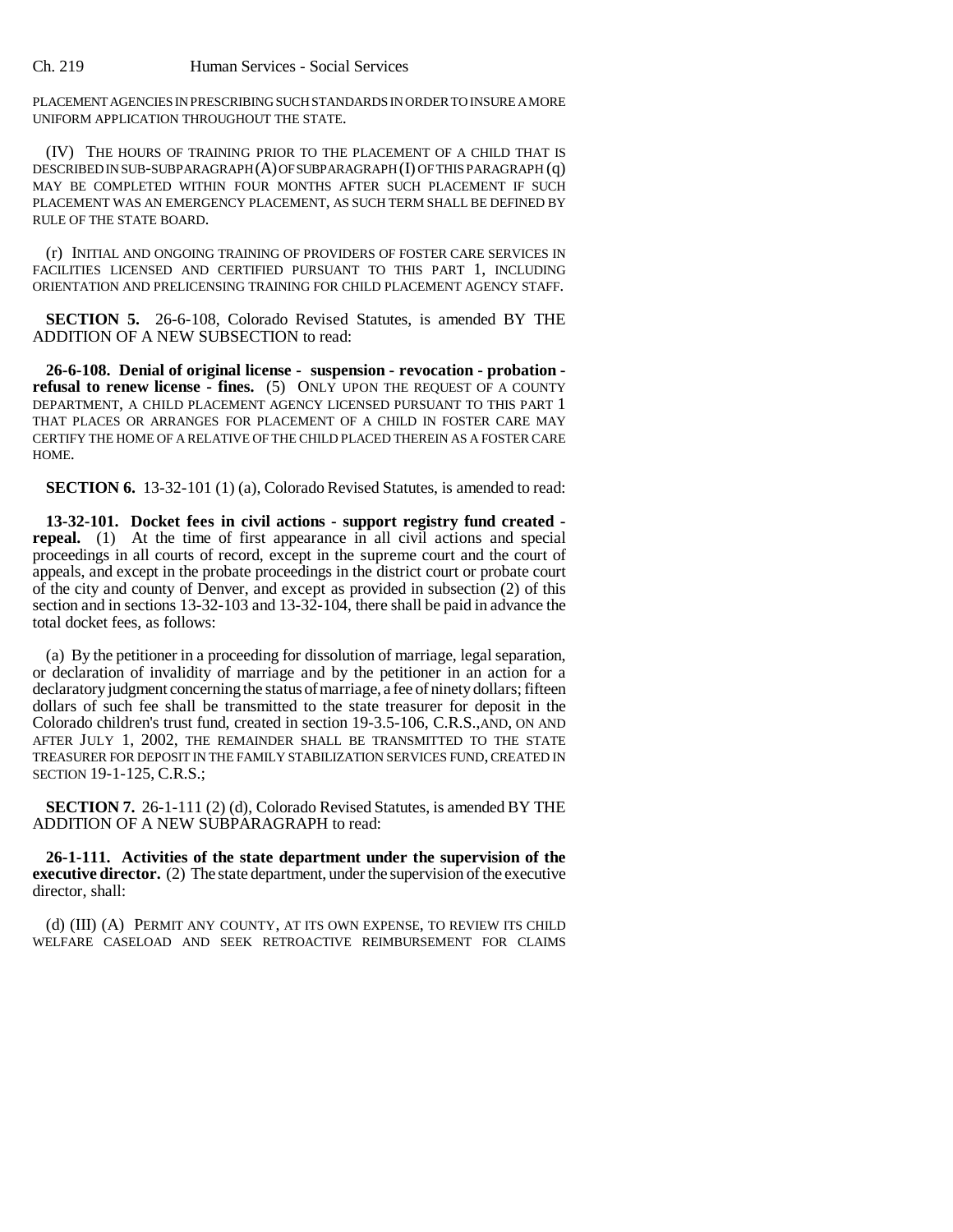PLACEMENT AGENCIES IN PRESCRIBING SUCH STANDARDS IN ORDER TO INSURE A MORE UNIFORM APPLICATION THROUGHOUT THE STATE.

(IV) THE HOURS OF TRAINING PRIOR TO THE PLACEMENT OF A CHILD THAT IS DESCRIBED IN SUB-SUBPARAGRAPH (A) OF SUBPARAGRAPH (I) OF THIS PARAGRAPH (q) MAY BE COMPLETED WITHIN FOUR MONTHS AFTER SUCH PLACEMENT IF SUCH PLACEMENT WAS AN EMERGENCY PLACEMENT, AS SUCH TERM SHALL BE DEFINED BY RULE OF THE STATE BOARD.

(r) INITIAL AND ONGOING TRAINING OF PROVIDERS OF FOSTER CARE SERVICES IN FACILITIES LICENSED AND CERTIFIED PURSUANT TO THIS PART 1, INCLUDING ORIENTATION AND PRELICENSING TRAINING FOR CHILD PLACEMENT AGENCY STAFF.

**SECTION 5.** 26-6-108, Colorado Revised Statutes, is amended BY THE ADDITION OF A NEW SUBSECTION to read:

**26-6-108. Denial of original license - suspension - revocation - probation - refusal to renew license - fines.** (5) ONLY UPON THE REQUEST OF A COUNTY DEPARTMENT, A CHILD PLACEMENT AGENCY LICENSED PURSUANT TO THIS PART 1 THAT PLACES OR ARRANGES FOR PLACEMENT OF A CHILD IN FOSTER CARE MAY CERTIFY THE HOME OF A RELATIVE OF THE CHILD PLACED THEREIN AS A FOSTER CARE HOME.

**SECTION 6.** 13-32-101 (1) (a), Colorado Revised Statutes, is amended to read:

**13-32-101. Docket fees in civil actions - support registry fund created - repeal.** (1) At the time of first appearance in all civil actions and special proceedings in all courts of record, except in the supreme court and the court of appeals, and except in the probate proceedings in the district court or probate court of the city and county of Denver, and except as provided in subsection (2) of this section and in sections 13-32-103 and 13-32-104, there shall be paid in advance the total docket fees, as follows:

(a) By the petitioner in a proceeding for dissolution of marriage, legal separation, or declaration of invalidity of marriage and by the petitioner in an action for a declaratory judgment concerning the status of marriage, a fee of ninety dollars; fifteen dollars of such fee shall be transmitted to the state treasurer for deposit in the Colorado children's trust fund, created in section 19-3.5-106, C.R.S.,AND, ON AND AFTER JULY 1, 2002, THE REMAINDER SHALL BE TRANSMITTED TO THE STATE TREASURER FOR DEPOSIT IN THE FAMILY STABILIZATION SERVICES FUND, CREATED IN SECTION 19-1-125, C.R.S.;

**SECTION 7.** 26-1-111 (2) (d), Colorado Revised Statutes, is amended BY THE ADDITION OF A NEW SUBPARAGRAPH to read:

**26-1-111. Activities of the state department under the supervision of the executive director.** (2) The state department, under the supervision of the executive director, shall:

(d) (III) (A) PERMIT ANY COUNTY, AT ITS OWN EXPENSE, TO REVIEW ITS CHILD WELFARE CASELOAD AND SEEK RETROACTIVE REIMBURSEMENT FOR CLAIMS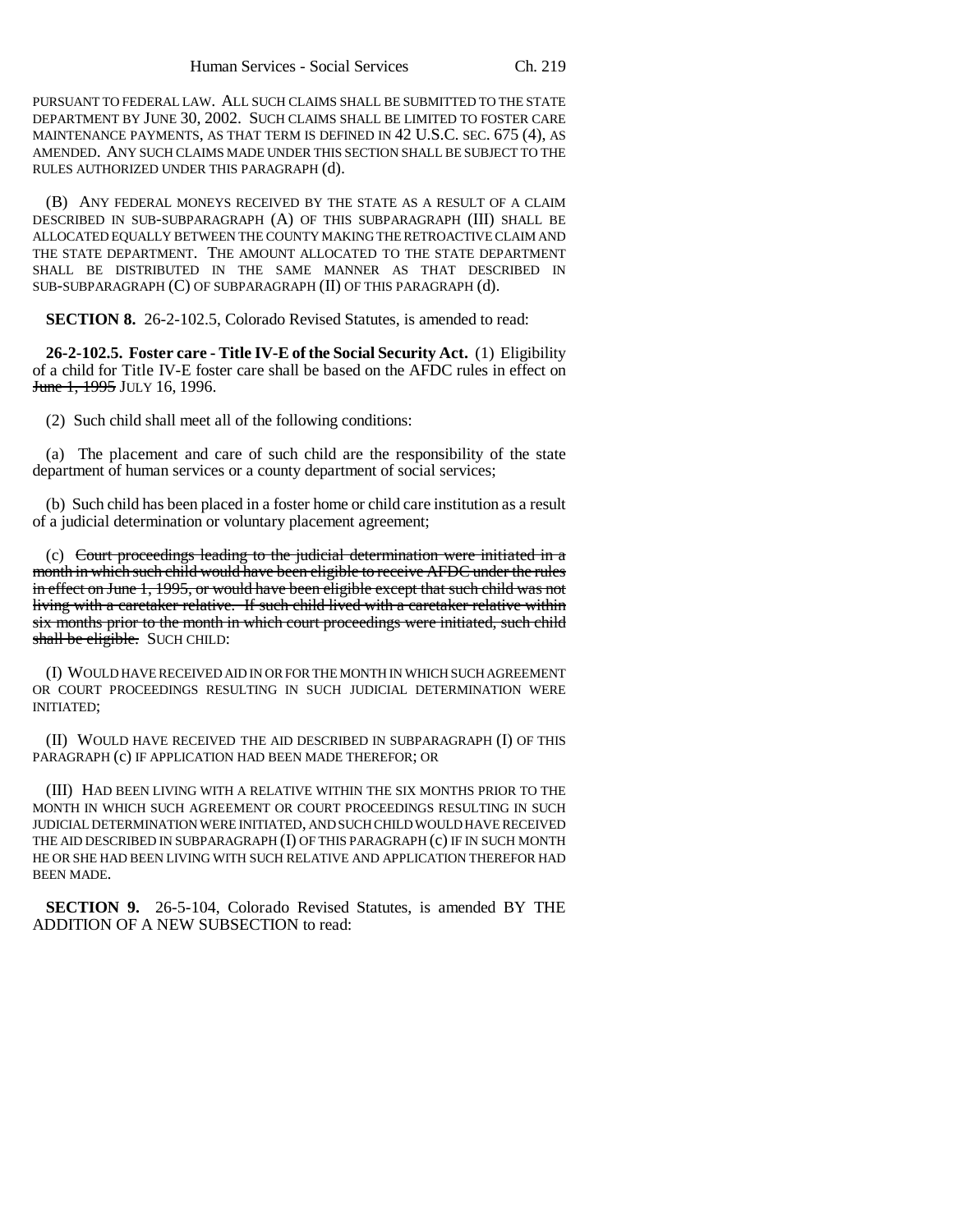PURSUANT TO FEDERAL LAW. ALL SUCH CLAIMS SHALL BE SUBMITTED TO THE STATE DEPARTMENT BY JUNE 30, 2002. SUCH CLAIMS SHALL BE LIMITED TO FOSTER CARE MAINTENANCE PAYMENTS, AS THAT TERM IS DEFINED IN 42 U.S.C. SEC. 675 (4), AS AMENDED. ANY SUCH CLAIMS MADE UNDER THIS SECTION SHALL BE SUBJECT TO THE RULES AUTHORIZED UNDER THIS PARAGRAPH (d).

(B) ANY FEDERAL MONEYS RECEIVED BY THE STATE AS A RESULT OF A CLAIM DESCRIBED IN SUB-SUBPARAGRAPH (A) OF THIS SUBPARAGRAPH (III) SHALL BE ALLOCATED EQUALLY BETWEEN THE COUNTY MAKING THE RETROACTIVE CLAIM AND THE STATE DEPARTMENT. THE AMOUNT ALLOCATED TO THE STATE DEPARTMENT SHALL BE DISTRIBUTED IN THE SAME MANNER AS THAT DESCRIBED IN SUB-SUBPARAGRAPH (C) OF SUBPARAGRAPH (II) OF THIS PARAGRAPH (d).

**SECTION 8.** 26-2-102.5, Colorado Revised Statutes, is amended to read:

**26-2-102.5. Foster care - Title IV-E of the Social Security Act.** (1) Eligibility of a child for Title IV-E foster care shall be based on the AFDC rules in effect on ~~June 1, 1995~~ JULY 16, 1996.

(2) Such child shall meet all of the following conditions:

(a) The placement and care of such child are the responsibility of the state department of human services or a county department of social services;

(b) Such child has been placed in a foster home or child care institution as a result of a judicial determination or voluntary placement agreement;

(c) ~~Court proceedings leading to the judicial determination were initiated in a month in which such child would have been eligible to receive AFDC under the rules in effect on June 1, 1995, or would have been eligible except that such child was not living with a caretaker relative. If such child lived with a caretaker relative within six months prior to the month in which court proceedings were initiated, such child shall be eligible.~~ SUCH CHILD:

(I) WOULD HAVE RECEIVED AID IN OR FOR THE MONTH IN WHICH SUCH AGREEMENT OR COURT PROCEEDINGS RESULTING IN SUCH JUDICIAL DETERMINATION WERE INITIATED;

(II) WOULD HAVE RECEIVED THE AID DESCRIBED IN SUBPARAGRAPH (I) OF THIS PARAGRAPH (c) IF APPLICATION HAD BEEN MADE THEREFOR; OR

(III) HAD BEEN LIVING WITH A RELATIVE WITHIN THE SIX MONTHS PRIOR TO THE MONTH IN WHICH SUCH AGREEMENT OR COURT PROCEEDINGS RESULTING IN SUCH JUDICIAL DETERMINATION WERE INITIATED, AND SUCH CHILD WOULD HAVE RECEIVED THE AID DESCRIBED IN SUBPARAGRAPH (I) OF THIS PARAGRAPH (c) IF IN SUCH MONTH HE OR SHE HAD BEEN LIVING WITH SUCH RELATIVE AND APPLICATION THEREFOR HAD BEEN MADE.

**SECTION 9.** 26-5-104, Colorado Revised Statutes, is amended BY THE ADDITION OF A NEW SUBSECTION to read: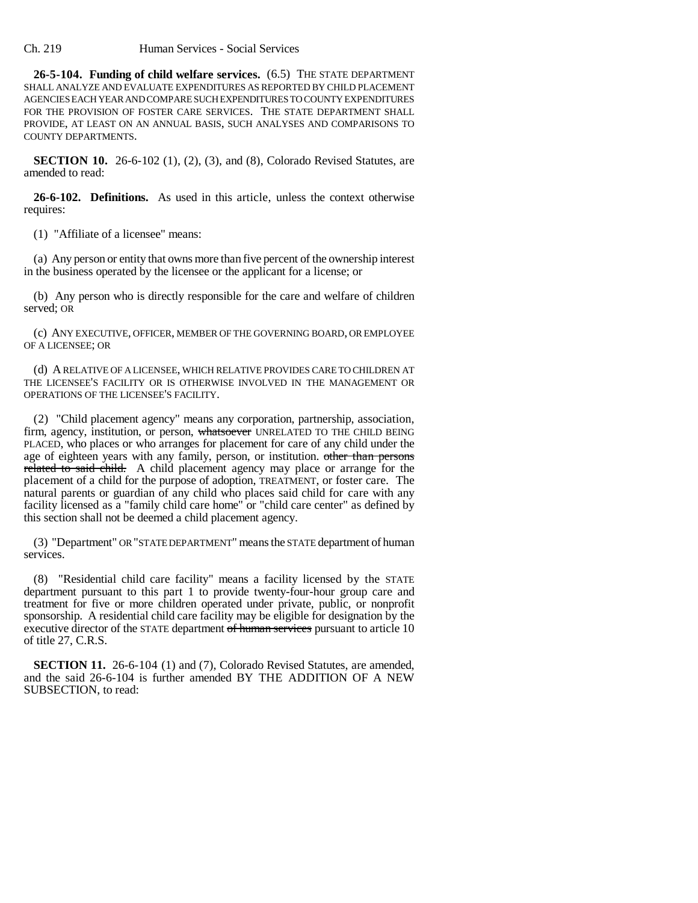**26-5-104. Funding of child welfare services.** (6.5) THE STATE DEPARTMENT SHALL ANALYZE AND EVALUATE EXPENDITURES AS REPORTED BY CHILD PLACEMENT AGENCIES EACH YEAR AND COMPARE SUCH EXPENDITURES TO COUNTY EXPENDITURES FOR THE PROVISION OF FOSTER CARE SERVICES. THE STATE DEPARTMENT SHALL PROVIDE, AT LEAST ON AN ANNUAL BASIS, SUCH ANALYSES AND COMPARISONS TO COUNTY DEPARTMENTS.

**SECTION 10.** 26-6-102 (1), (2), (3), and (8), Colorado Revised Statutes, are amended to read:

**26-6-102. Definitions.** As used in this article, unless the context otherwise requires:

(1) "Affiliate of a licensee" means:

(a) Any person or entity that owns more than five percent of the ownership interest in the business operated by the licensee or the applicant for a license; or

(b) Any person who is directly responsible for the care and welfare of children served; OR

(c) ANY EXECUTIVE, OFFICER, MEMBER OF THE GOVERNING BOARD, OR EMPLOYEE OF A LICENSEE; OR

(d) A RELATIVE OF A LICENSEE, WHICH RELATIVE PROVIDES CARE TO CHILDREN AT THE LICENSEE'S FACILITY OR IS OTHERWISE INVOLVED IN THE MANAGEMENT OR OPERATIONS OF THE LICENSEE'S FACILITY.

(2) "Child placement agency" means any corporation, partnership, association, firm, agency, institution, or person, ~~whatsoever~~ UNRELATED TO THE CHILD BEING PLACED, who places or who arranges for placement for care of any child under the age of eighteen years with any family, person, or institution. ~~other than persons related to said child.~~ A child placement agency may place or arrange for the placement of a child for the purpose of adoption, TREATMENT, or foster care. The natural parents or guardian of any child who places said child for care with any facility licensed as a "family child care home" or "child care center" as defined by this section shall not be deemed a child placement agency.

(3) "Department" OR "STATE DEPARTMENT" means the STATE department of human services.

(8) "Residential child care facility" means a facility licensed by the STATE department pursuant to this part 1 to provide twenty-four-hour group care and treatment for five or more children operated under private, public, or nonprofit sponsorship. A residential child care facility may be eligible for designation by the executive director of the STATE department ~~of human services~~ pursuant to article 10 of title 27, C.R.S.

**SECTION 11.** 26-6-104 (1) and (7), Colorado Revised Statutes, are amended, and the said 26-6-104 is further amended BY THE ADDITION OF A NEW SUBSECTION, to read: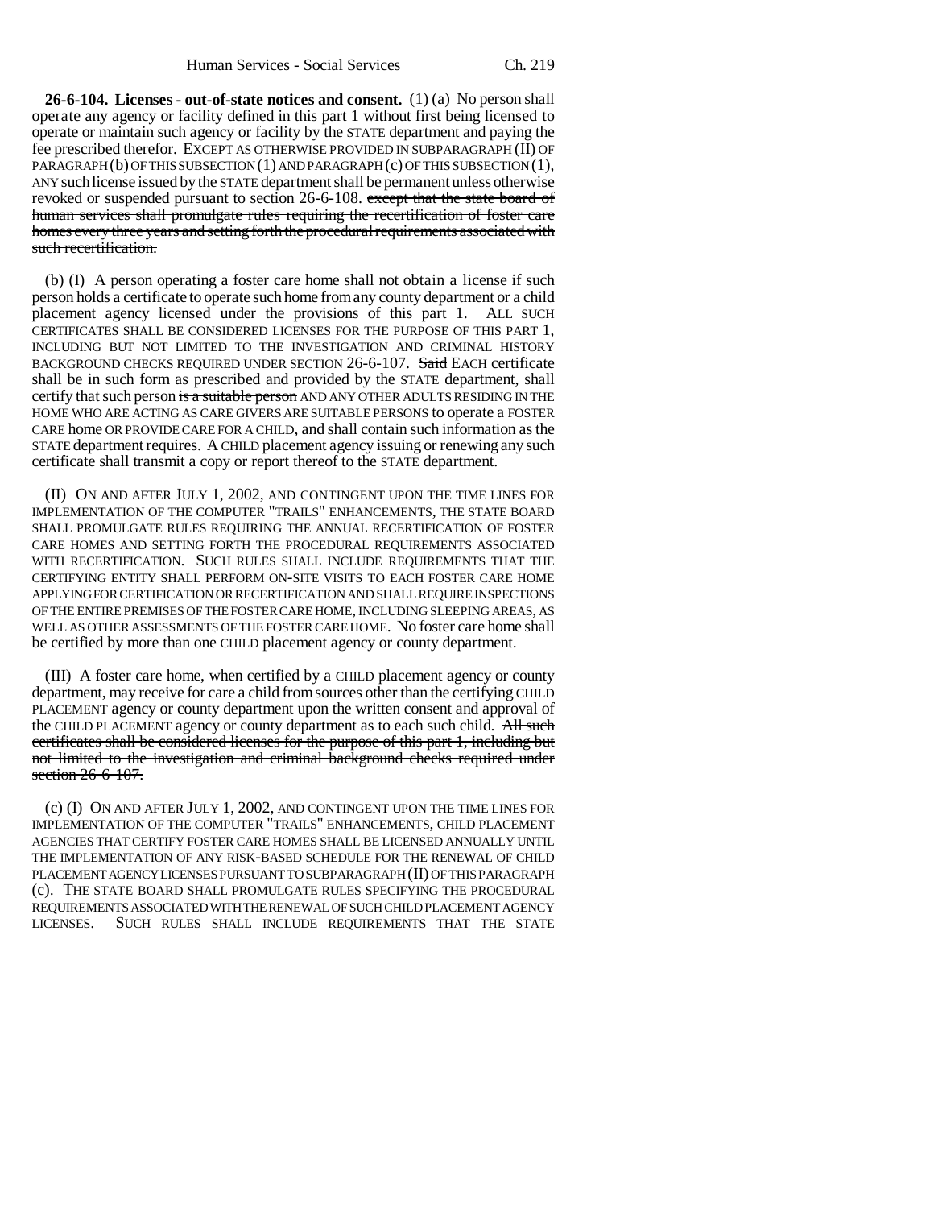**26-6-104. Licenses - out-of-state notices and consent.** (1) (a) No person shall operate any agency or facility defined in this part 1 without first being licensed to operate or maintain such agency or facility by the STATE department and paying the fee prescribed therefor. EXCEPT AS OTHERWISE PROVIDED IN SUBPARAGRAPH (II) OF PARAGRAPH (b) OF THIS SUBSECTION (1) AND PARAGRAPH (c) OF THIS SUBSECTION (1), ANY such license issued by the STATE department shall be permanent unless otherwise revoked or suspended pursuant to section 26-6-108. ~~except that the state board of human services shall promulgate rules requiring the recertification of foster care homes every three years and setting forth the procedural requirements associated with such recertification.~~

(b) (I) A person operating a foster care home shall not obtain a license if such person holds a certificate to operate such home from any county department or a child placement agency licensed under the provisions of this part 1. ALL SUCH CERTIFICATES SHALL BE CONSIDERED LICENSES FOR THE PURPOSE OF THIS PART 1, INCLUDING BUT NOT LIMITED TO THE INVESTIGATION AND CRIMINAL HISTORY BACKGROUND CHECKS REQUIRED UNDER SECTION 26-6-107. ~~Said~~ EACH certificate shall be in such form as prescribed and provided by the STATE department, shall certify that such person ~~is a suitable person~~ AND ANY OTHER ADULTS RESIDING IN THE HOME WHO ARE ACTING AS CARE GIVERS ARE SUITABLE PERSONS to operate a FOSTER CARE home OR PROVIDE CARE FOR A CHILD, and shall contain such information as the STATE department requires. A CHILD placement agency issuing or renewing any such certificate shall transmit a copy or report thereof to the STATE department.

(II) ON AND AFTER JULY 1, 2002, AND CONTINGENT UPON THE TIME LINES FOR IMPLEMENTATION OF THE COMPUTER "TRAILS" ENHANCEMENTS, THE STATE BOARD SHALL PROMULGATE RULES REQUIRING THE ANNUAL RECERTIFICATION OF FOSTER CARE HOMES AND SETTING FORTH THE PROCEDURAL REQUIREMENTS ASSOCIATED WITH RECERTIFICATION. SUCH RULES SHALL INCLUDE REQUIREMENTS THAT THE CERTIFYING ENTITY SHALL PERFORM ON-SITE VISITS TO EACH FOSTER CARE HOME APPLYING FOR CERTIFICATION OR RECERTIFICATION AND SHALL REQUIRE INSPECTIONS OF THE ENTIRE PREMISES OF THE FOSTER CARE HOME, INCLUDING SLEEPING AREAS, AS WELL AS OTHER ASSESSMENTS OF THE FOSTER CARE HOME. No foster care home shall be certified by more than one CHILD placement agency or county department.

(III) A foster care home, when certified by a CHILD placement agency or county department, may receive for care a child from sources other than the certifying CHILD PLACEMENT agency or county department upon the written consent and approval of the CHILD PLACEMENT agency or county department as to each such child. ~~All such certificates shall be considered licenses for the purpose of this part 1, including but not limited to the investigation and criminal background checks required under section 26-6-107.~~

(c) (I) ON AND AFTER JULY 1, 2002, AND CONTINGENT UPON THE TIME LINES FOR IMPLEMENTATION OF THE COMPUTER "TRAILS" ENHANCEMENTS, CHILD PLACEMENT AGENCIES THAT CERTIFY FOSTER CARE HOMES SHALL BE LICENSED ANNUALLY UNTIL THE IMPLEMENTATION OF ANY RISK-BASED SCHEDULE FOR THE RENEWAL OF CHILD PLACEMENT AGENCY LICENSES PURSUANT TO SUBPARAGRAPH (II) OF THIS PARAGRAPH (c). THE STATE BOARD SHALL PROMULGATE RULES SPECIFYING THE PROCEDURAL REQUIREMENTS ASSOCIATED WITH THE RENEWAL OF SUCH CHILD PLACEMENT AGENCY LICENSES. SUCH RULES SHALL INCLUDE REQUIREMENTS THAT THE STATE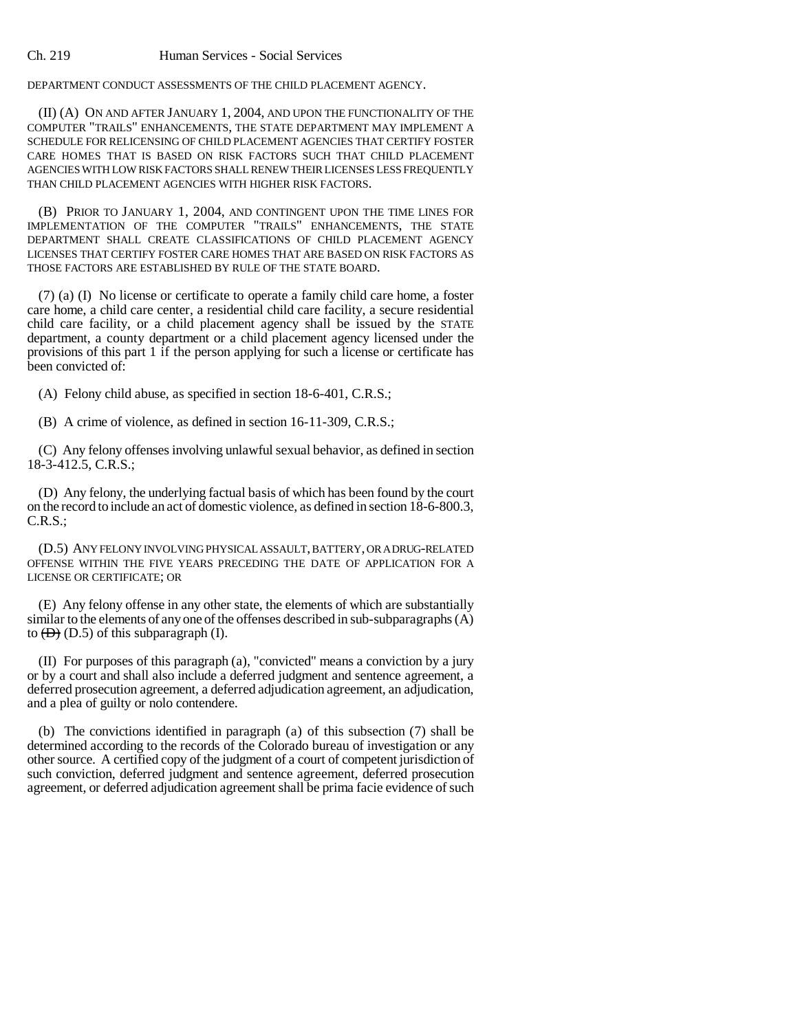DEPARTMENT CONDUCT ASSESSMENTS OF THE CHILD PLACEMENT AGENCY.

(II) (A) ON AND AFTER JANUARY 1, 2004, AND UPON THE FUNCTIONALITY OF THE COMPUTER "TRAILS" ENHANCEMENTS, THE STATE DEPARTMENT MAY IMPLEMENT A SCHEDULE FOR RELICENSING OF CHILD PLACEMENT AGENCIES THAT CERTIFY FOSTER CARE HOMES THAT IS BASED ON RISK FACTORS SUCH THAT CHILD PLACEMENT AGENCIES WITH LOW RISK FACTORS SHALL RENEW THEIR LICENSES LESS FREQUENTLY THAN CHILD PLACEMENT AGENCIES WITH HIGHER RISK FACTORS.

(B) PRIOR TO JANUARY 1, 2004, AND CONTINGENT UPON THE TIME LINES FOR IMPLEMENTATION OF THE COMPUTER "TRAILS" ENHANCEMENTS, THE STATE DEPARTMENT SHALL CREATE CLASSIFICATIONS OF CHILD PLACEMENT AGENCY LICENSES THAT CERTIFY FOSTER CARE HOMES THAT ARE BASED ON RISK FACTORS AS THOSE FACTORS ARE ESTABLISHED BY RULE OF THE STATE BOARD.

(7) (a) (I) No license or certificate to operate a family child care home, a foster care home, a child care center, a residential child care facility, a secure residential child care facility, or a child placement agency shall be issued by the STATE department, a county department or a child placement agency licensed under the provisions of this part 1 if the person applying for such a license or certificate has been convicted of:

(A) Felony child abuse, as specified in section 18-6-401, C.R.S.;

(B) A crime of violence, as defined in section 16-11-309, C.R.S.;

(C) Any felony offenses involving unlawful sexual behavior, as defined in section 18-3-412.5, C.R.S.;

(D) Any felony, the underlying factual basis of which has been found by the court on the record to include an act of domestic violence, as defined in section 18-6-800.3, C.R.S.;

(D.5) ANY FELONY INVOLVING PHYSICAL ASSAULT, BATTERY, OR A DRUG-RELATED OFFENSE WITHIN THE FIVE YEARS PRECEDING THE DATE OF APPLICATION FOR A LICENSE OR CERTIFICATE; OR

(E) Any felony offense in any other state, the elements of which are substantially similar to the elements of any one of the offenses described in sub-subparagraphs (A) to ~~(D)~~ (D.5) of this subparagraph (I).

(II) For purposes of this paragraph (a), "convicted" means a conviction by a jury or by a court and shall also include a deferred judgment and sentence agreement, a deferred prosecution agreement, a deferred adjudication agreement, an adjudication, and a plea of guilty or nolo contendere.

(b) The convictions identified in paragraph (a) of this subsection (7) shall be determined according to the records of the Colorado bureau of investigation or any other source. A certified copy of the judgment of a court of competent jurisdiction of such conviction, deferred judgment and sentence agreement, deferred prosecution agreement, or deferred adjudication agreement shall be prima facie evidence of such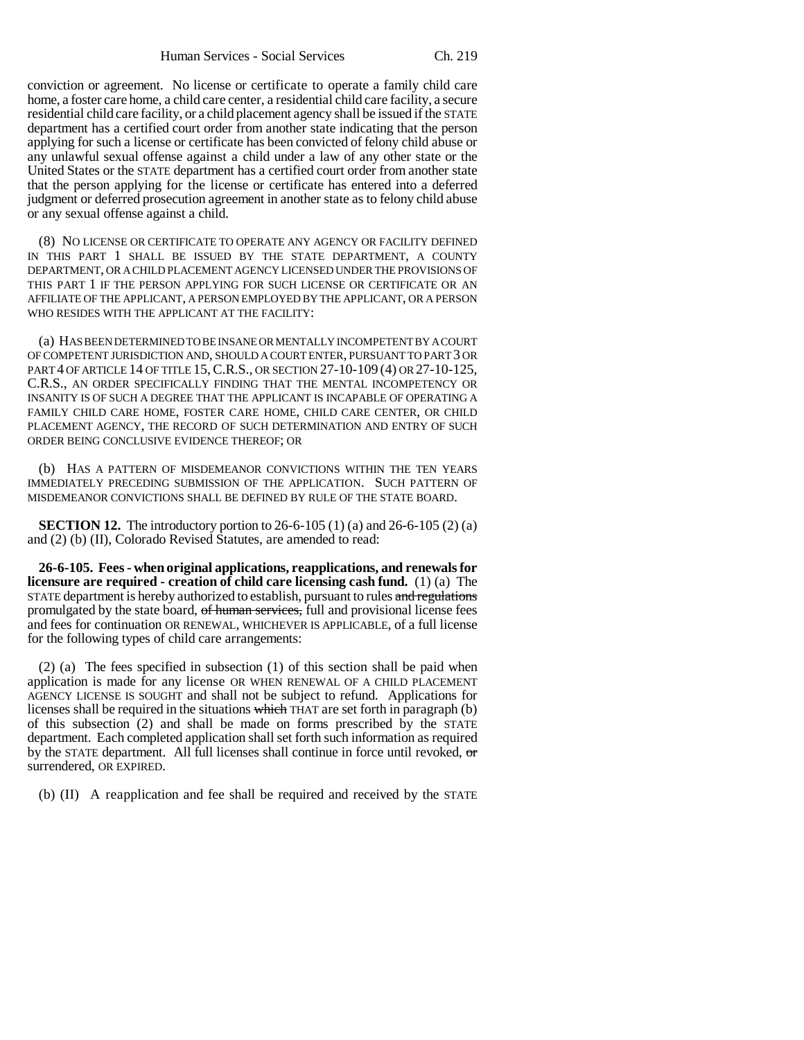conviction or agreement. No license or certificate to operate a family child care home, a foster care home, a child care center, a residential child care facility, a secure residential child care facility, or a child placement agency shall be issued if the STATE department has a certified court order from another state indicating that the person applying for such a license or certificate has been convicted of felony child abuse or any unlawful sexual offense against a child under a law of any other state or the United States or the STATE department has a certified court order from another state that the person applying for the license or certificate has entered into a deferred judgment or deferred prosecution agreement in another state as to felony child abuse or any sexual offense against a child.

(8) NO LICENSE OR CERTIFICATE TO OPERATE ANY AGENCY OR FACILITY DEFINED IN THIS PART 1 SHALL BE ISSUED BY THE STATE DEPARTMENT, A COUNTY DEPARTMENT, OR A CHILD PLACEMENT AGENCY LICENSED UNDER THE PROVISIONS OF THIS PART 1 IF THE PERSON APPLYING FOR SUCH LICENSE OR CERTIFICATE OR AN AFFILIATE OF THE APPLICANT, A PERSON EMPLOYED BY THE APPLICANT, OR A PERSON WHO RESIDES WITH THE APPLICANT AT THE FACILITY:

(a) HAS BEEN DETERMINED TO BE INSANE OR MENTALLY INCOMPETENT BY A COURT OF COMPETENT JURISDICTION AND, SHOULD A COURT ENTER, PURSUANT TO PART 3 OR PART 4 OF ARTICLE 14 OF TITLE 15, C.R.S., OR SECTION 27-10-109 (4) OR 27-10-125, C.R.S., AN ORDER SPECIFICALLY FINDING THAT THE MENTAL INCOMPETENCY OR INSANITY IS OF SUCH A DEGREE THAT THE APPLICANT IS INCAPABLE OF OPERATING A FAMILY CHILD CARE HOME, FOSTER CARE HOME, CHILD CARE CENTER, OR CHILD PLACEMENT AGENCY, THE RECORD OF SUCH DETERMINATION AND ENTRY OF SUCH ORDER BEING CONCLUSIVE EVIDENCE THEREOF; OR

(b) HAS A PATTERN OF MISDEMEANOR CONVICTIONS WITHIN THE TEN YEARS IMMEDIATELY PRECEDING SUBMISSION OF THE APPLICATION. SUCH PATTERN OF MISDEMEANOR CONVICTIONS SHALL BE DEFINED BY RULE OF THE STATE BOARD.

**SECTION 12.** The introductory portion to 26-6-105 (1) (a) and 26-6-105 (2) (a) and (2) (b) (II), Colorado Revised Statutes, are amended to read:

**26-6-105. Fees - when original applications, reapplications, and renewals for licensure are required - creation of child care licensing cash fund.** (1) (a) The STATE department is hereby authorized to establish, pursuant to rules ~~and regulations~~ promulgated by the state board, ~~of human services,~~ full and provisional license fees and fees for continuation OR RENEWAL, WHICHEVER IS APPLICABLE, of a full license for the following types of child care arrangements:

(2) (a) The fees specified in subsection (1) of this section shall be paid when application is made for any license OR WHEN RENEWAL OF A CHILD PLACEMENT AGENCY LICENSE IS SOUGHT and shall not be subject to refund. Applications for licenses shall be required in the situations ~~which~~ THAT are set forth in paragraph (b) of this subsection (2) and shall be made on forms prescribed by the STATE department. Each completed application shall set forth such information as required by the STATE department. All full licenses shall continue in force until revoked, ~~or~~ surrendered, OR EXPIRED.

(b) (II) A reapplication and fee shall be required and received by the STATE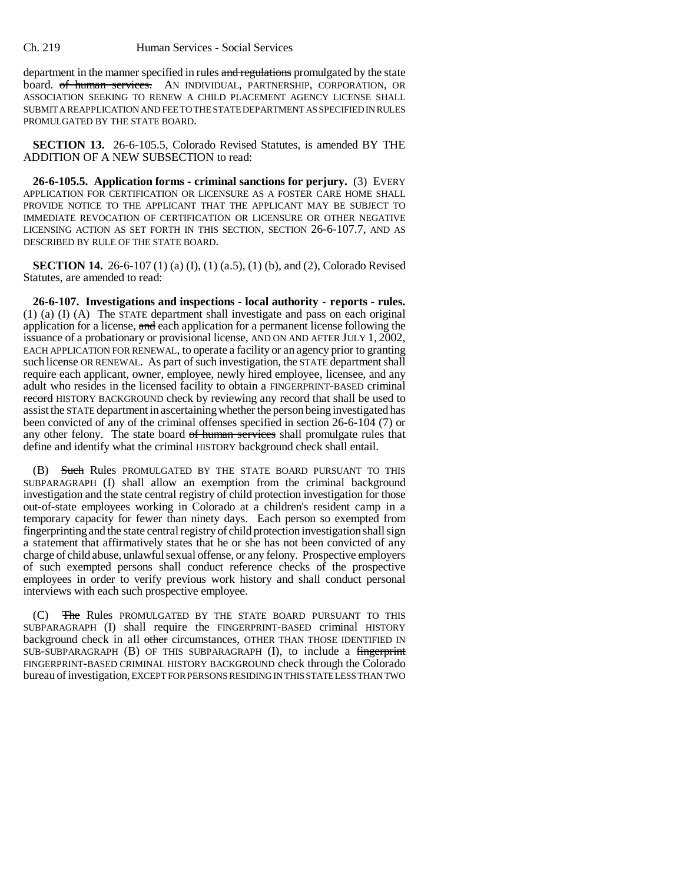department in the manner specified in rules ~~and regulations~~ promulgated by the state board. ~~of human services.~~ AN INDIVIDUAL, PARTNERSHIP, CORPORATION, OR ASSOCIATION SEEKING TO RENEW A CHILD PLACEMENT AGENCY LICENSE SHALL SUBMIT A REAPPLICATION AND FEE TO THE STATE DEPARTMENT AS SPECIFIED IN RULES PROMULGATED BY THE STATE BOARD.

**SECTION 13.** 26-6-105.5, Colorado Revised Statutes, is amended BY THE ADDITION OF A NEW SUBSECTION to read:

**26-6-105.5. Application forms - criminal sanctions for perjury.** (3) EVERY APPLICATION FOR CERTIFICATION OR LICENSURE AS A FOSTER CARE HOME SHALL PROVIDE NOTICE TO THE APPLICANT THAT THE APPLICANT MAY BE SUBJECT TO IMMEDIATE REVOCATION OF CERTIFICATION OR LICENSURE OR OTHER NEGATIVE LICENSING ACTION AS SET FORTH IN THIS SECTION, SECTION 26-6-107.7, AND AS DESCRIBED BY RULE OF THE STATE BOARD.

**SECTION 14.** 26-6-107 (1) (a) (I), (1) (a.5), (1) (b), and (2), Colorado Revised Statutes, are amended to read:

**26-6-107. Investigations and inspections - local authority - reports - rules.** (1) (a) (I) (A) The STATE department shall investigate and pass on each original application for a license, ~~and~~ each application for a permanent license following the issuance of a probationary or provisional license, AND ON AND AFTER JULY 1, 2002, EACH APPLICATION FOR RENEWAL, to operate a facility or an agency prior to granting such license OR RENEWAL. As part of such investigation, the STATE department shall require each applicant, owner, employee, newly hired employee, licensee, and any adult who resides in the licensed facility to obtain a FINGERPRINT-BASED criminal ~~record~~ HISTORY BACKGROUND check by reviewing any record that shall be used to assist the STATE department in ascertaining whether the person being investigated has been convicted of any of the criminal offenses specified in section 26-6-104 (7) or any other felony. The state board ~~of human services~~ shall promulgate rules that define and identify what the criminal HISTORY background check shall entail.

(B) ~~Such~~ Rules PROMULGATED BY THE STATE BOARD PURSUANT TO THIS SUBPARAGRAPH (I) shall allow an exemption from the criminal background investigation and the state central registry of child protection investigation for those out-of-state employees working in Colorado at a children's resident camp in a temporary capacity for fewer than ninety days. Each person so exempted from fingerprinting and the state central registry of child protection investigation shall sign a statement that affirmatively states that he or she has not been convicted of any charge of child abuse, unlawful sexual offense, or any felony. Prospective employers of such exempted persons shall conduct reference checks of the prospective employees in order to verify previous work history and shall conduct personal interviews with each such prospective employee.

(C) ~~The~~ Rules PROMULGATED BY THE STATE BOARD PURSUANT TO THIS SUBPARAGRAPH (I) shall require the FINGERPRINT-BASED criminal HISTORY background check in all ~~other~~ circumstances, OTHER THAN THOSE IDENTIFIED IN SUB-SUBPARAGRAPH (B) OF THIS SUBPARAGRAPH (I), to include a ~~fingerprint~~ FINGERPRINT-BASED CRIMINAL HISTORY BACKGROUND check through the Colorado bureau of investigation, EXCEPT FOR PERSONS RESIDING IN THIS STATE LESS THAN TWO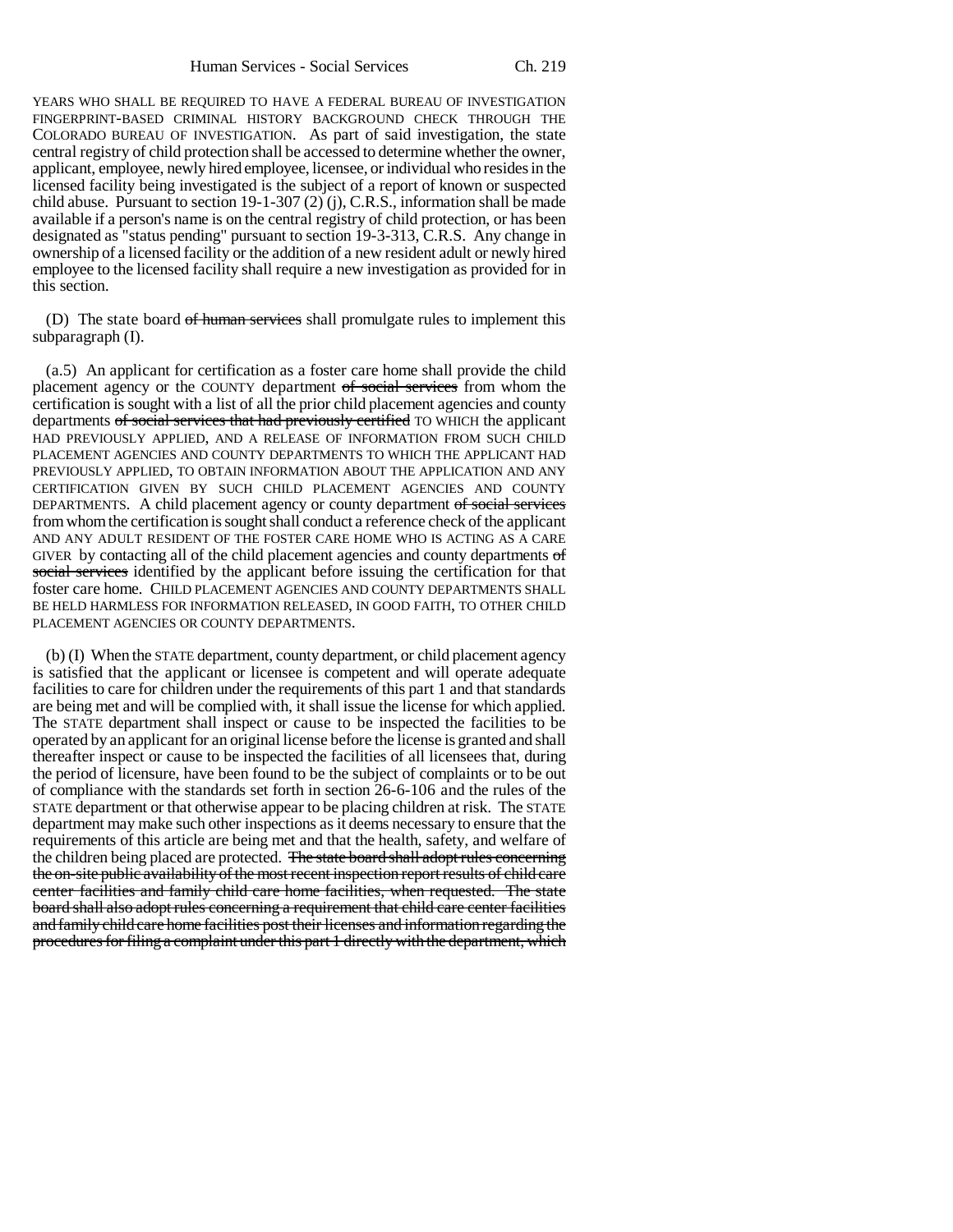YEARS WHO SHALL BE REQUIRED TO HAVE A FEDERAL BUREAU OF INVESTIGATION FINGERPRINT-BASED CRIMINAL HISTORY BACKGROUND CHECK THROUGH THE COLORADO BUREAU OF INVESTIGATION. As part of said investigation, the state central registry of child protection shall be accessed to determine whether the owner, applicant, employee, newly hired employee, licensee, or individual who resides in the licensed facility being investigated is the subject of a report of known or suspected child abuse. Pursuant to section 19-1-307 (2) (j), C.R.S., information shall be made available if a person's name is on the central registry of child protection, or has been designated as "status pending" pursuant to section 19-3-313, C.R.S. Any change in ownership of a licensed facility or the addition of a new resident adult or newly hired employee to the licensed facility shall require a new investigation as provided for in this section.

(D) The state board ~~of human services~~ shall promulgate rules to implement this subparagraph (I).

(a.5) An applicant for certification as a foster care home shall provide the child placement agency or the COUNTY department ~~of social services~~ from whom the certification is sought with a list of all the prior child placement agencies and county departments ~~of social services that had previously certified~~ TO WHICH the applicant HAD PREVIOUSLY APPLIED, AND A RELEASE OF INFORMATION FROM SUCH CHILD PLACEMENT AGENCIES AND COUNTY DEPARTMENTS TO WHICH THE APPLICANT HAD PREVIOUSLY APPLIED, TO OBTAIN INFORMATION ABOUT THE APPLICATION AND ANY CERTIFICATION GIVEN BY SUCH CHILD PLACEMENT AGENCIES AND COUNTY DEPARTMENTS. A child placement agency or county department ~~of social services~~ from whom the certification is sought shall conduct a reference check of the applicant AND ANY ADULT RESIDENT OF THE FOSTER CARE HOME WHO IS ACTING AS A CARE GIVER by contacting all of the child placement agencies and county departments ~~of social services~~ identified by the applicant before issuing the certification for that foster care home. CHILD PLACEMENT AGENCIES AND COUNTY DEPARTMENTS SHALL BE HELD HARMLESS FOR INFORMATION RELEASED, IN GOOD FAITH, TO OTHER CHILD PLACEMENT AGENCIES OR COUNTY DEPARTMENTS.

(b) (I) When the STATE department, county department, or child placement agency is satisfied that the applicant or licensee is competent and will operate adequate facilities to care for children under the requirements of this part 1 and that standards are being met and will be complied with, it shall issue the license for which applied. The STATE department shall inspect or cause to be inspected the facilities to be operated by an applicant for an original license before the license is granted and shall thereafter inspect or cause to be inspected the facilities of all licensees that, during the period of licensure, have been found to be the subject of complaints or to be out of compliance with the standards set forth in section 26-6-106 and the rules of the STATE department or that otherwise appear to be placing children at risk. The STATE department may make such other inspections as it deems necessary to ensure that the requirements of this article are being met and that the health, safety, and welfare of the children being placed are protected. ~~The state board shall adopt rules concerning the on-site public availability of the most recent inspection report results of child care center facilities and family child care home facilities, when requested. The state board shall also adopt rules concerning a requirement that child care center facilities and family child care home facilities post their licenses and information regarding the procedures for filing a complaint under this part 1 directly with the department, which~~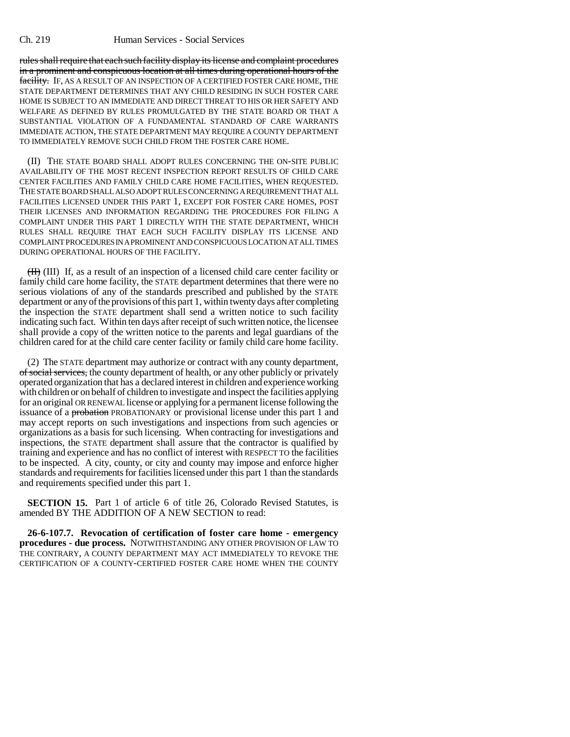~~rules shall require that each such facility display its license and complaint procedures in a prominent and conspicuous location at all times during operational hours of the facility.~~ IF, AS A RESULT OF AN INSPECTION OF A CERTIFIED FOSTER CARE HOME, THE STATE DEPARTMENT DETERMINES THAT ANY CHILD RESIDING IN SUCH FOSTER CARE HOME IS SUBJECT TO AN IMMEDIATE AND DIRECT THREAT TO HIS OR HER SAFETY AND WELFARE AS DEFINED BY RULES PROMULGATED BY THE STATE BOARD OR THAT A SUBSTANTIAL VIOLATION OF A FUNDAMENTAL STANDARD OF CARE WARRANTS IMMEDIATE ACTION, THE STATE DEPARTMENT MAY REQUIRE A COUNTY DEPARTMENT TO IMMEDIATELY REMOVE SUCH CHILD FROM THE FOSTER CARE HOME.

(II) THE STATE BOARD SHALL ADOPT RULES CONCERNING THE ON-SITE PUBLIC AVAILABILITY OF THE MOST RECENT INSPECTION REPORT RESULTS OF CHILD CARE CENTER FACILITIES AND FAMILY CHILD CARE HOME FACILITIES, WHEN REQUESTED. THE STATE BOARD SHALL ALSO ADOPT RULES CONCERNING A REQUIREMENT THAT ALL FACILITIES LICENSED UNDER THIS PART 1, EXCEPT FOR FOSTER CARE HOMES, POST THEIR LICENSES AND INFORMATION REGARDING THE PROCEDURES FOR FILING A COMPLAINT UNDER THIS PART 1 DIRECTLY WITH THE STATE DEPARTMENT, WHICH RULES SHALL REQUIRE THAT EACH SUCH FACILITY DISPLAY ITS LICENSE AND COMPLAINT PROCEDURES IN A PROMINENT AND CONSPICUOUS LOCATION AT ALL TIMES DURING OPERATIONAL HOURS OF THE FACILITY.

~~(II)~~ (III) If, as a result of an inspection of a licensed child care center facility or family child care home facility, the STATE department determines that there were no serious violations of any of the standards prescribed and published by the STATE department or any of the provisions of this part 1, within twenty days after completing the inspection the STATE department shall send a written notice to such facility indicating such fact. Within ten days after receipt of such written notice, the licensee shall provide a copy of the written notice to the parents and legal guardians of the children cared for at the child care center facility or family child care home facility.

(2) The STATE department may authorize or contract with any county department, ~~of social services,~~ the county department of health, or any other publicly or privately operated organization that has a declared interest in children and experience working with children or on behalf of children to investigate and inspect the facilities applying for an original OR RENEWAL license or applying for a permanent license following the issuance of a ~~probation~~ PROBATIONARY or provisional license under this part 1 and may accept reports on such investigations and inspections from such agencies or organizations as a basis for such licensing. When contracting for investigations and inspections, the STATE department shall assure that the contractor is qualified by training and experience and has no conflict of interest with RESPECT TO the facilities to be inspected. A city, county, or city and county may impose and enforce higher standards and requirements for facilities licensed under this part 1 than the standards and requirements specified under this part 1.

**SECTION 15.** Part 1 of article 6 of title 26, Colorado Revised Statutes, is amended BY THE ADDITION OF A NEW SECTION to read:

**26-6-107.7. Revocation of certification of foster care home - emergency procedures - due process.** NOTWITHSTANDING ANY OTHER PROVISION OF LAW TO THE CONTRARY, A COUNTY DEPARTMENT MAY ACT IMMEDIATELY TO REVOKE THE CERTIFICATION OF A COUNTY-CERTIFIED FOSTER CARE HOME WHEN THE COUNTY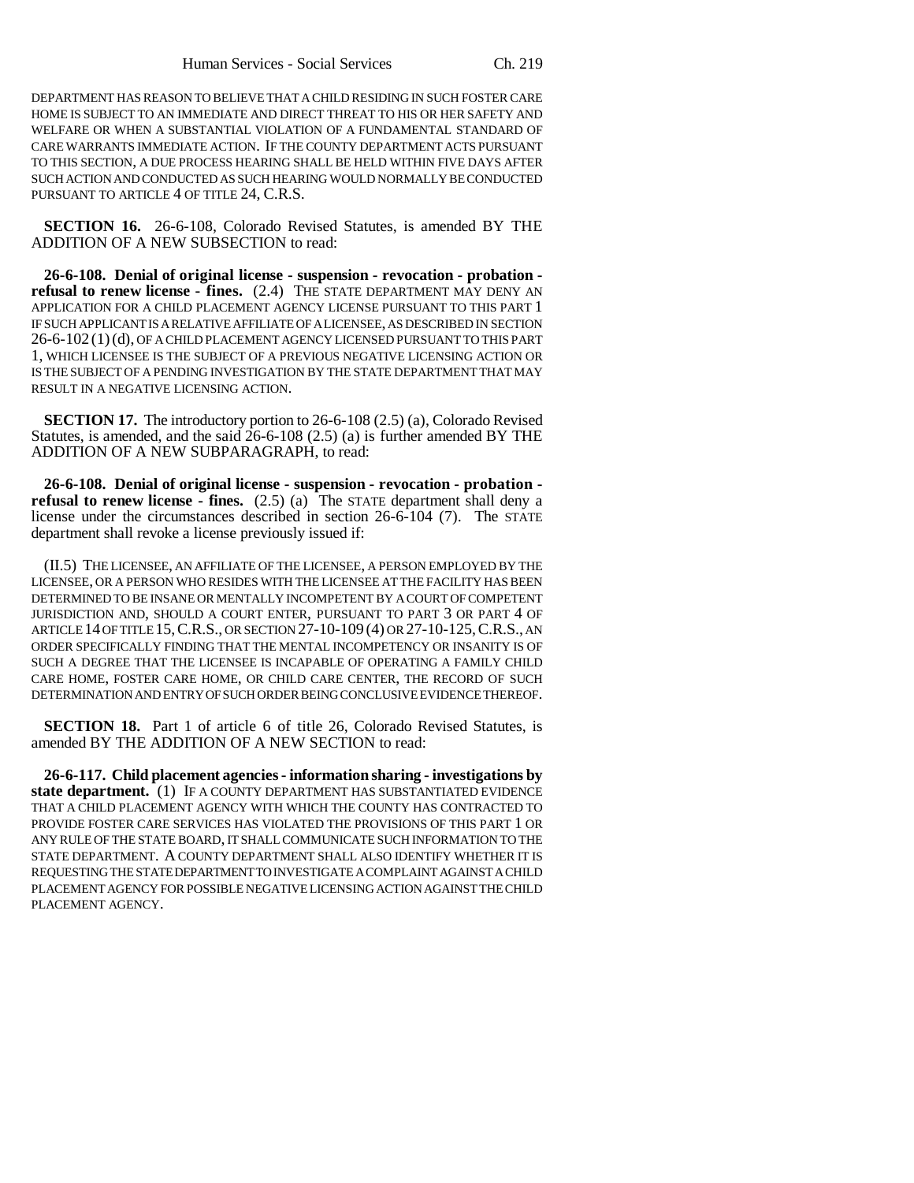DEPARTMENT HAS REASON TO BELIEVE THAT A CHILD RESIDING IN SUCH FOSTER CARE HOME IS SUBJECT TO AN IMMEDIATE AND DIRECT THREAT TO HIS OR HER SAFETY AND WELFARE OR WHEN A SUBSTANTIAL VIOLATION OF A FUNDAMENTAL STANDARD OF CARE WARRANTS IMMEDIATE ACTION. IF THE COUNTY DEPARTMENT ACTS PURSUANT TO THIS SECTION, A DUE PROCESS HEARING SHALL BE HELD WITHIN FIVE DAYS AFTER SUCH ACTION AND CONDUCTED AS SUCH HEARING WOULD NORMALLY BE CONDUCTED PURSUANT TO ARTICLE 4 OF TITLE 24, C.R.S.

**SECTION 16.** 26-6-108, Colorado Revised Statutes, is amended BY THE ADDITION OF A NEW SUBSECTION to read:

**26-6-108. Denial of original license - suspension - revocation - probation - refusal to renew license - fines.** (2.4) THE STATE DEPARTMENT MAY DENY AN APPLICATION FOR A CHILD PLACEMENT AGENCY LICENSE PURSUANT TO THIS PART 1 IF SUCH APPLICANT IS A RELATIVE AFFILIATE OF A LICENSEE, AS DESCRIBED IN SECTION 26-6-102 (1) (d), OF A CHILD PLACEMENT AGENCY LICENSED PURSUANT TO THIS PART 1, WHICH LICENSEE IS THE SUBJECT OF A PREVIOUS NEGATIVE LICENSING ACTION OR IS THE SUBJECT OF A PENDING INVESTIGATION BY THE STATE DEPARTMENT THAT MAY RESULT IN A NEGATIVE LICENSING ACTION.

**SECTION 17.** The introductory portion to 26-6-108 (2.5) (a), Colorado Revised Statutes, is amended, and the said 26-6-108 (2.5) (a) is further amended BY THE ADDITION OF A NEW SUBPARAGRAPH, to read:

**26-6-108. Denial of original license - suspension - revocation - probation - refusal to renew license - fines.** (2.5) (a) The STATE department shall deny a license under the circumstances described in section 26-6-104 (7). The STATE department shall revoke a license previously issued if:

(II.5) THE LICENSEE, AN AFFILIATE OF THE LICENSEE, A PERSON EMPLOYED BY THE LICENSEE, OR A PERSON WHO RESIDES WITH THE LICENSEE AT THE FACILITY HAS BEEN DETERMINED TO BE INSANE OR MENTALLY INCOMPETENT BY A COURT OF COMPETENT JURISDICTION AND, SHOULD A COURT ENTER, PURSUANT TO PART 3 OR PART 4 OF ARTICLE 14 OF TITLE 15, C.R.S., OR SECTION 27-10-109 (4) OR 27-10-125, C.R.S., AN ORDER SPECIFICALLY FINDING THAT THE MENTAL INCOMPETENCY OR INSANITY IS OF SUCH A DEGREE THAT THE LICENSEE IS INCAPABLE OF OPERATING A FAMILY CHILD CARE HOME, FOSTER CARE HOME, OR CHILD CARE CENTER, THE RECORD OF SUCH DETERMINATION AND ENTRY OF SUCH ORDER BEING CONCLUSIVE EVIDENCE THEREOF.

**SECTION 18.** Part 1 of article 6 of title 26, Colorado Revised Statutes, is amended BY THE ADDITION OF A NEW SECTION to read:

**26-6-117. Child placement agencies - information sharing - investigations by state department.** (1) IF A COUNTY DEPARTMENT HAS SUBSTANTIATED EVIDENCE THAT A CHILD PLACEMENT AGENCY WITH WHICH THE COUNTY HAS CONTRACTED TO PROVIDE FOSTER CARE SERVICES HAS VIOLATED THE PROVISIONS OF THIS PART 1 OR ANY RULE OF THE STATE BOARD, IT SHALL COMMUNICATE SUCH INFORMATION TO THE STATE DEPARTMENT. A COUNTY DEPARTMENT SHALL ALSO IDENTIFY WHETHER IT IS REQUESTING THE STATE DEPARTMENT TO INVESTIGATE A COMPLAINT AGAINST A CHILD PLACEMENT AGENCY FOR POSSIBLE NEGATIVE LICENSING ACTION AGAINST THE CHILD PLACEMENT AGENCY.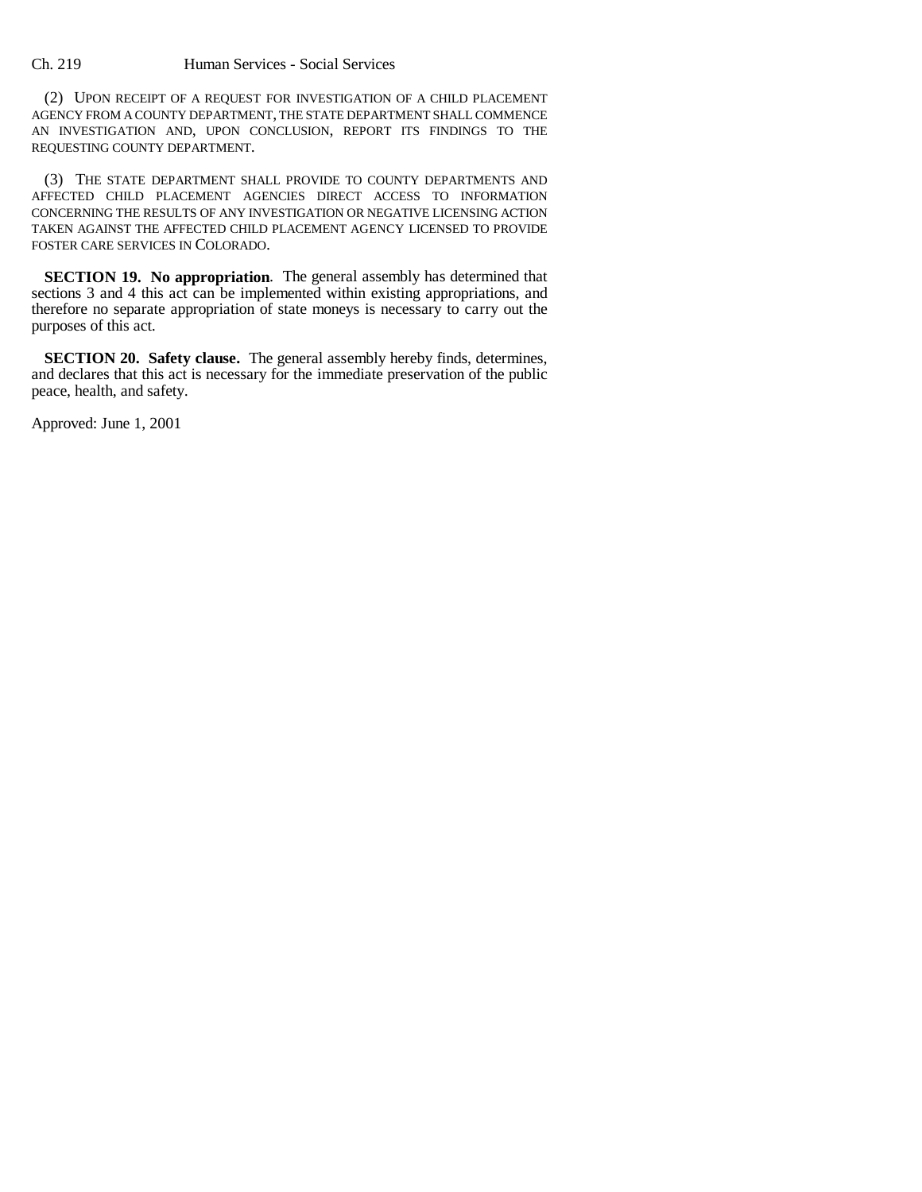(2) UPON RECEIPT OF A REQUEST FOR INVESTIGATION OF A CHILD PLACEMENT AGENCY FROM A COUNTY DEPARTMENT, THE STATE DEPARTMENT SHALL COMMENCE AN INVESTIGATION AND, UPON CONCLUSION, REPORT ITS FINDINGS TO THE REQUESTING COUNTY DEPARTMENT.

(3) THE STATE DEPARTMENT SHALL PROVIDE TO COUNTY DEPARTMENTS AND AFFECTED CHILD PLACEMENT AGENCIES DIRECT ACCESS TO INFORMATION CONCERNING THE RESULTS OF ANY INVESTIGATION OR NEGATIVE LICENSING ACTION TAKEN AGAINST THE AFFECTED CHILD PLACEMENT AGENCY LICENSED TO PROVIDE FOSTER CARE SERVICES IN COLORADO.

**SECTION 19. No appropriation**. The general assembly has determined that sections 3 and 4 this act can be implemented within existing appropriations, and therefore no separate appropriation of state moneys is necessary to carry out the purposes of this act.

**SECTION 20. Safety clause.** The general assembly hereby finds, determines, and declares that this act is necessary for the immediate preservation of the public peace, health, and safety.

Approved: June 1, 2001